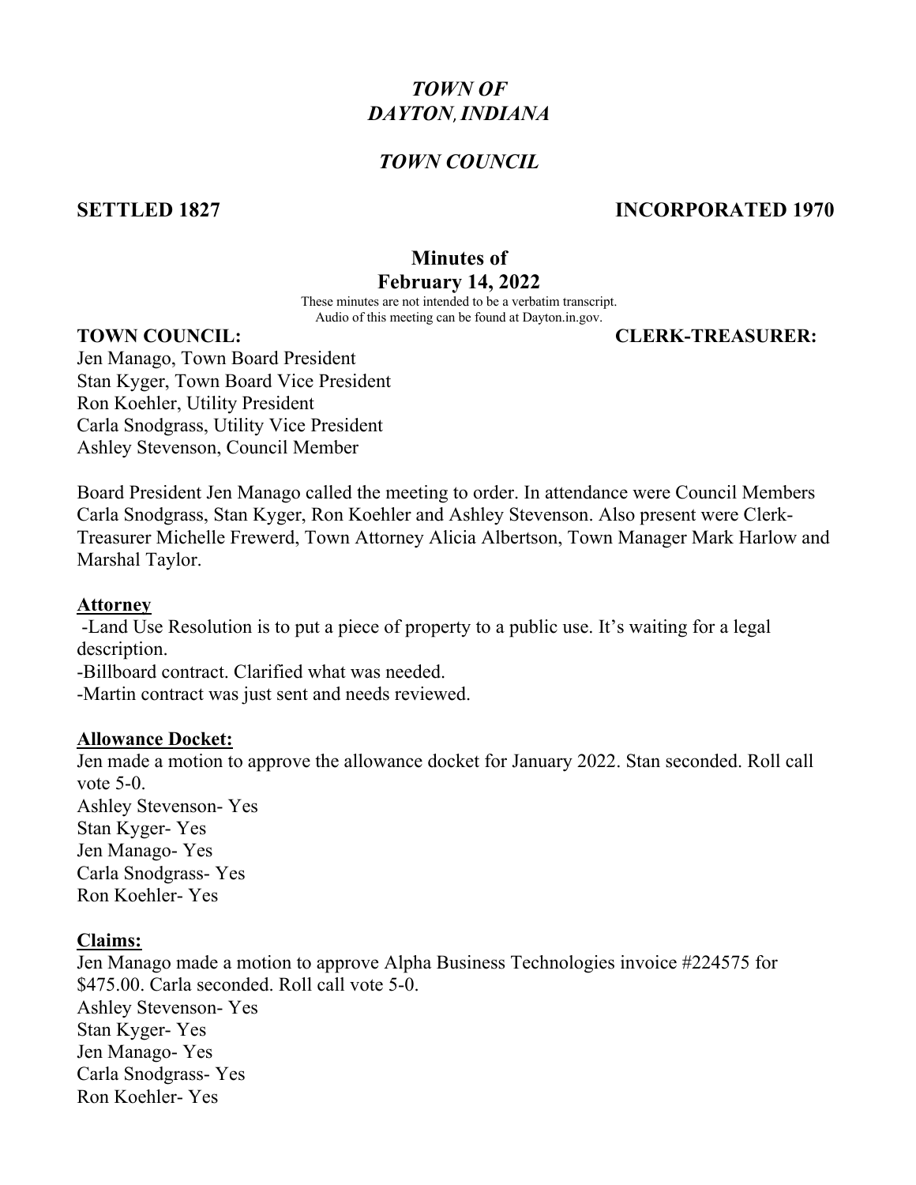# *TOWN OF DAYTON, INDIANA*

## *TOWN COUNCIL*

**SETTLED 1827** **INCORPORATED 1970**

## Minutes of February 14, 2022

These minutes are not intended to be a verbatim transcript.
Audio of this meeting can be found at Dayton.in.gov.

**TOWN COUNCIL:** **CLERK-TREASURER:**

Jen Manago, Town Board President
Stan Kyger, Town Board Vice President
Ron Koehler, Utility President
Carla Snodgrass, Utility Vice President
Ashley Stevenson, Council Member

Board President Jen Manago called the meeting to order. In attendance were Council Members Carla Snodgrass, Stan Kyger, Ron Koehler and Ashley Stevenson. Also present were Clerk-Treasurer Michelle Frewerd, Town Attorney Alicia Albertson, Town Manager Mark Harlow and Marshal Taylor.

**Attorney**

-Land Use Resolution is to put a piece of property to a public use. It's waiting for a legal description.
-Billboard contract. Clarified what was needed.
-Martin contract was just sent and needs reviewed.

**Allowance Docket:**

Jen made a motion to approve the allowance docket for January 2022. Stan seconded. Roll call vote 5-0.
Ashley Stevenson- Yes
Stan Kyger- Yes
Jen Manago- Yes
Carla Snodgrass- Yes
Ron Koehler- Yes

**Claims:**

Jen Manago made a motion to approve Alpha Business Technologies invoice #224575 for $475.00. Carla seconded. Roll call vote 5-0.
Ashley Stevenson- Yes
Stan Kyger- Yes
Jen Manago- Yes
Carla Snodgrass- Yes
Ron Koehler- Yes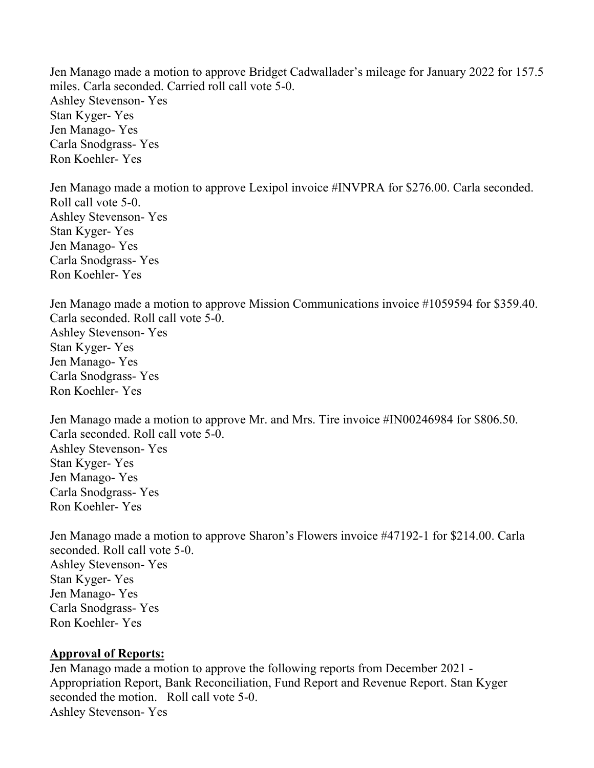Jen Manago made a motion to approve Bridget Cadwallader's mileage for January 2022 for 157.5 miles. Carla seconded. Carried roll call vote 5-0.
Ashley Stevenson- Yes
Stan Kyger- Yes
Jen Manago- Yes
Carla Snodgrass- Yes
Ron Koehler- Yes

Jen Manago made a motion to approve Lexipol invoice #INVPRA for $276.00. Carla seconded. Roll call vote 5-0.
Ashley Stevenson- Yes
Stan Kyger- Yes
Jen Manago- Yes
Carla Snodgrass- Yes
Ron Koehler- Yes

Jen Manago made a motion to approve Mission Communications invoice #1059594 for $359.40. Carla seconded. Roll call vote 5-0.
Ashley Stevenson- Yes
Stan Kyger- Yes
Jen Manago- Yes
Carla Snodgrass- Yes
Ron Koehler- Yes

Jen Manago made a motion to approve Mr. and Mrs. Tire invoice #IN00246984 for $806.50. Carla seconded. Roll call vote 5-0.
Ashley Stevenson- Yes
Stan Kyger- Yes
Jen Manago- Yes
Carla Snodgrass- Yes
Ron Koehler- Yes

Jen Manago made a motion to approve Sharon's Flowers invoice #47192-1 for $214.00. Carla seconded. Roll call vote 5-0.
Ashley Stevenson- Yes
Stan Kyger- Yes
Jen Manago- Yes
Carla Snodgrass- Yes
Ron Koehler- Yes

**Approval of Reports:**

Jen Manago made a motion to approve the following reports from December 2021 - Appropriation Report, Bank Reconciliation, Fund Report and Revenue Report. Stan Kyger seconded the motion. Roll call vote 5-0.
Ashley Stevenson- Yes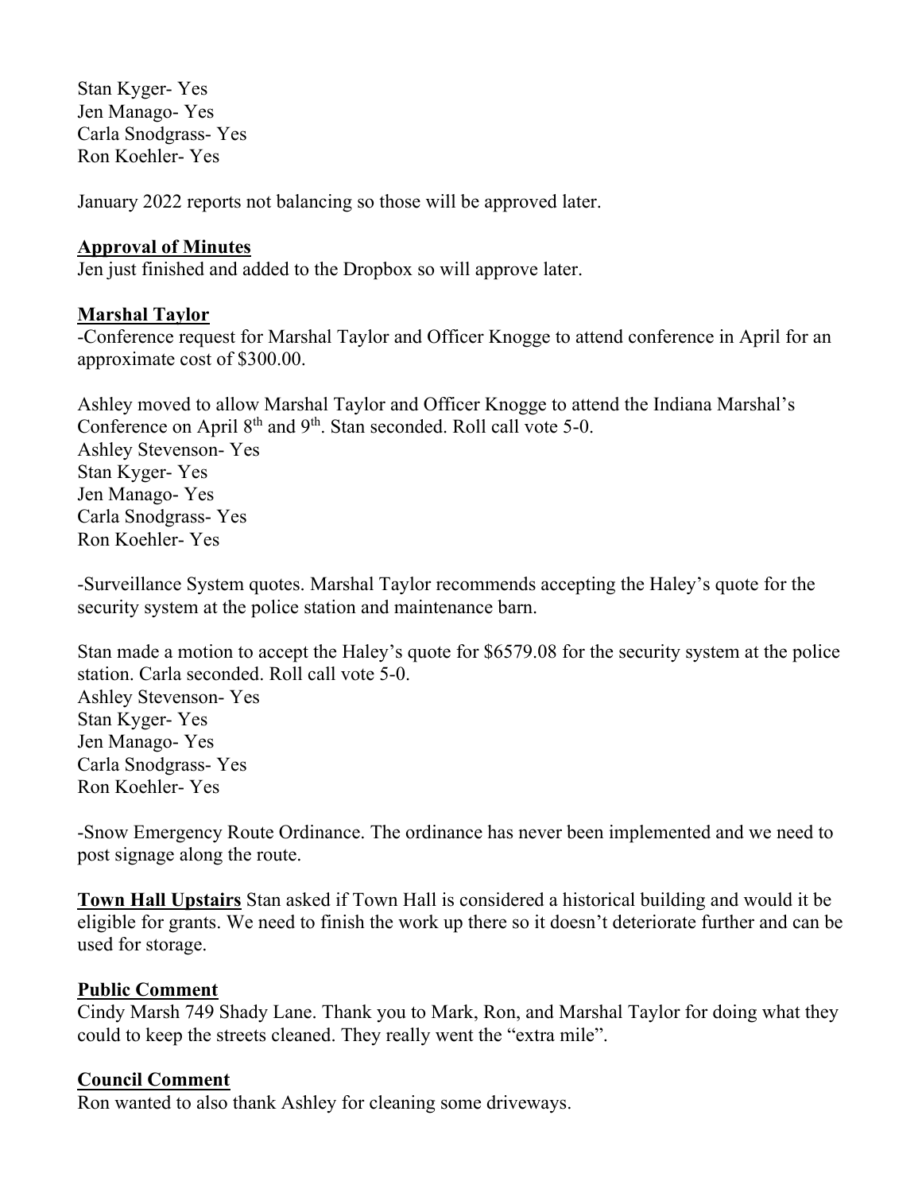Stan Kyger- Yes
Jen Manago- Yes
Carla Snodgrass- Yes
Ron Koehler- Yes

January 2022 reports not balancing so those will be approved later.

**Approval of Minutes**

Jen just finished and added to the Dropbox so will approve later.

**Marshal Taylor**

-Conference request for Marshal Taylor and Officer Knogge to attend conference in April for an approximate cost of $300.00.

Ashley moved to allow Marshal Taylor and Officer Knogge to attend the Indiana Marshal's Conference on April 8th and 9th. Stan seconded. Roll call vote 5-0.
Ashley Stevenson- Yes
Stan Kyger- Yes
Jen Manago- Yes
Carla Snodgrass- Yes
Ron Koehler- Yes

-Surveillance System quotes. Marshal Taylor recommends accepting the Haley's quote for the security system at the police station and maintenance barn.

Stan made a motion to accept the Haley's quote for $6579.08 for the security system at the police station. Carla seconded. Roll call vote 5-0.
Ashley Stevenson- Yes
Stan Kyger- Yes
Jen Manago- Yes
Carla Snodgrass- Yes
Ron Koehler- Yes

-Snow Emergency Route Ordinance. The ordinance has never been implemented and we need to post signage along the route.

**Town Hall Upstairs** Stan asked if Town Hall is considered a historical building and would it be eligible for grants. We need to finish the work up there so it doesn't deteriorate further and can be used for storage.

**Public Comment**

Cindy Marsh 749 Shady Lane. Thank you to Mark, Ron, and Marshal Taylor for doing what they could to keep the streets cleaned. They really went the "extra mile".

**Council Comment**

Ron wanted to also thank Ashley for cleaning some driveways.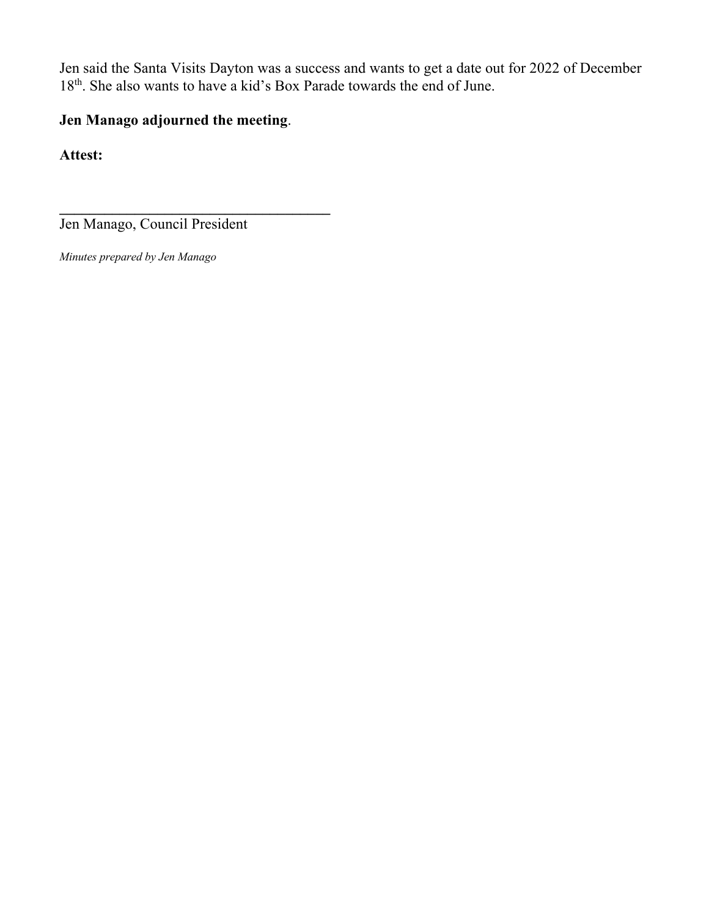Jen said the Santa Visits Dayton was a success and wants to get a date out for 2022 of December 18th. She also wants to have a kid's Box Parade towards the end of June.

**Jen Manago adjourned the meeting**.

**Attest:**

______________________________________
Jen Manago, Council President

*Minutes prepared by Jen Manago*